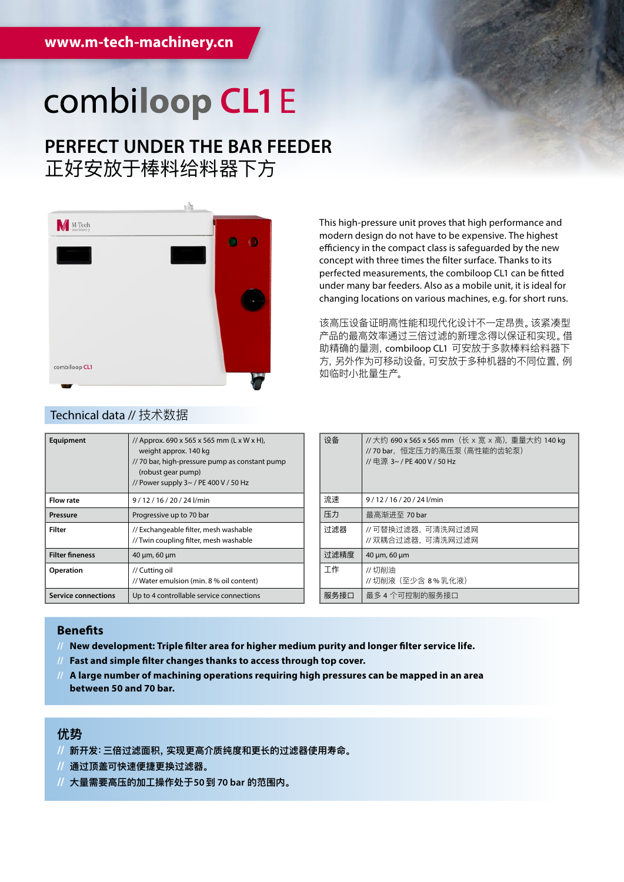www.m-tech-machinery.cn

# combiloop CL1 E

## PERFECT UNDER THE BAR FEEDER
## 正好安放于棒料给料器下方

This high-pressure unit proves that high performance and modern design do not have to be expensive. The highest efficiency in the compact class is safeguarded by the new concept with three times the filter surface. Thanks to its perfected measurements, the combiloop CL1 can be fitted under many bar feeders. Also as a mobile unit, it is ideal for changing locations on various machines, e.g. for short runs.

该高压设备证明高性能和现代化设计不一定昂贵。该紧凑型产品的最高效率通过三倍过滤的新理念得以保证和实现。借助精确的量测，combiloop CL1 可安放于多款棒料给料器下方，另外作为可移动设备，可安放于多种机器的不同位置，例如临时小批量生产。

### Technical data // 技术数据

| Equipment | // Approx. 690 x 565 x 565 mm (L x W x H), weight approx. 140 kg<br>// 70 bar, high-pressure pump as constant pump (robust gear pump)<br>// Power supply 3~ / PE 400 V / 50 Hz |
|---|---|
| Flow rate | 9 / 12 / 16 / 20 / 24 l/min |
| Pressure | Progressive up to 70 bar |
| Filter | // Exchangeable filter, mesh washable<br>// Twin coupling filter, mesh washable |
| Filter fineness | 40 µm, 60 µm |
| Operation | // Cutting oil<br>// Water emulsion (min. 8 % oil content) |
| Service connections | Up to 4 controllable service connections |

| 设备 | // 大约 690 x 565 x 565 mm（长 x 宽 x 高），重量大约 140 kg<br>// 70 bar，恒定压力的高压泵 (高性能的齿轮泵)<br>// 电源 3~ / PE 400 V / 50 Hz |
|---|---|
| 流速 | 9 / 12 / 16 / 20 / 24 l/min |
| 压力 | 最高渐进至 70 bar |
| 过滤器 | // 可替换过滤器，可清洗网过滤网<br>// 双耦合过滤器，可清洗网过滤网 |
| 过滤精度 | 40 µm, 60 µm |
| 工作 | // 切削油<br>// 切削液（至少含 8 % 乳化液） |
| 服务接口 | 最多 4 个可控制的服务接口 |

### Benefits

// **New development: Triple filter area for higher medium purity and longer filter service life.**
// **Fast and simple filter changes thanks to access through top cover.**
// **A large number of machining operations requiring high pressures can be mapped in an area between 50 and 70 bar.**

### 优势

// **新开发：三倍过滤面积，实现更高介质纯度和更长的过滤器使用寿命。**
// **通过顶盖可快速便捷更换过滤器。**
// **大量需要高压的加工操作处于50到 70 bar 的范围内。**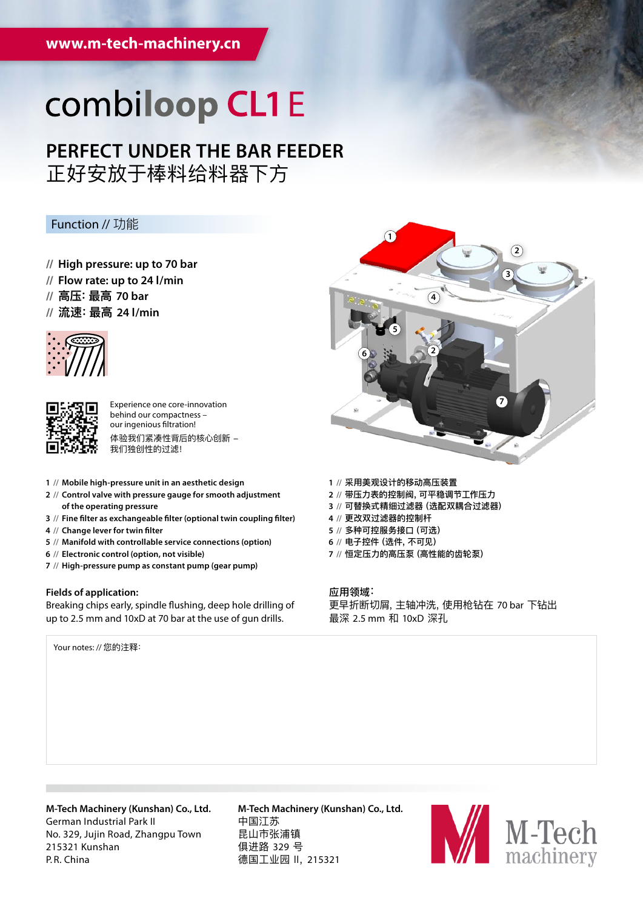www.m-tech-machinery.cn

# combiloop CL1 E

## PERFECT UNDER THE BAR FEEDER
## 正好安放于棒料给料器下方

### Function // 功能

// **High pressure: up to 70 bar**
// **Flow rate: up to 24 l/min**
// **高压：最高 70 bar**
// **流速：最高 24 l/min**

Experience one core-innovation behind our compactness – our ingenious filtration!
体验我们紧凑性背后的核心创新 – 我们独创性的过滤！

1 // **Mobile high-pressure unit in an aesthetic design**
2 // **Control valve with pressure gauge for smooth adjustment of the operating pressure**
3 // **Fine filter as exchangeable filter (optional twin coupling filter)**
4 // **Change lever for twin filter**
5 // **Manifold with controllable service connections (option)**
6 // **Electronic control (option, not visible)**
7 // **High-pressure pump as constant pump (gear pump)**

1 // **采用美观设计的移动高压装置**
2 // **带压力表的控制阀，可平稳调节工作压力**
3 // **可替换式精细过滤器（选配双耦合过滤器）**
4 // **更改双过滤器的控制杆**
5 // **多种可控服务接口（可选）**
6 // **电子控件（选件，不可见）**
7 // **恒定压力的高压泵（高性能的齿轮泵）**

**Fields of application:**
Breaking chips early, spindle flushing, deep hole drilling of up to 2.5 mm and 10xD at 70 bar at the use of gun drills.

**应用领域：**
更早折断切屑，主轴冲洗，使用枪钻在 70 bar 下钻出最深 2.5 mm 和 10xD 深孔

Your notes: // 您的注释：

**M-Tech Machinery (Kunshan) Co., Ltd.**
German Industrial Park II
No. 329, Jujin Road, Zhangpu Town
215321 Kunshan
P.R. China

**M-Tech Machinery (Kunshan) Co., Ltd.**
中国江苏
昆山市张浦镇
俱进路 329 号
德国工业园 II，215321

M-Tech machinery